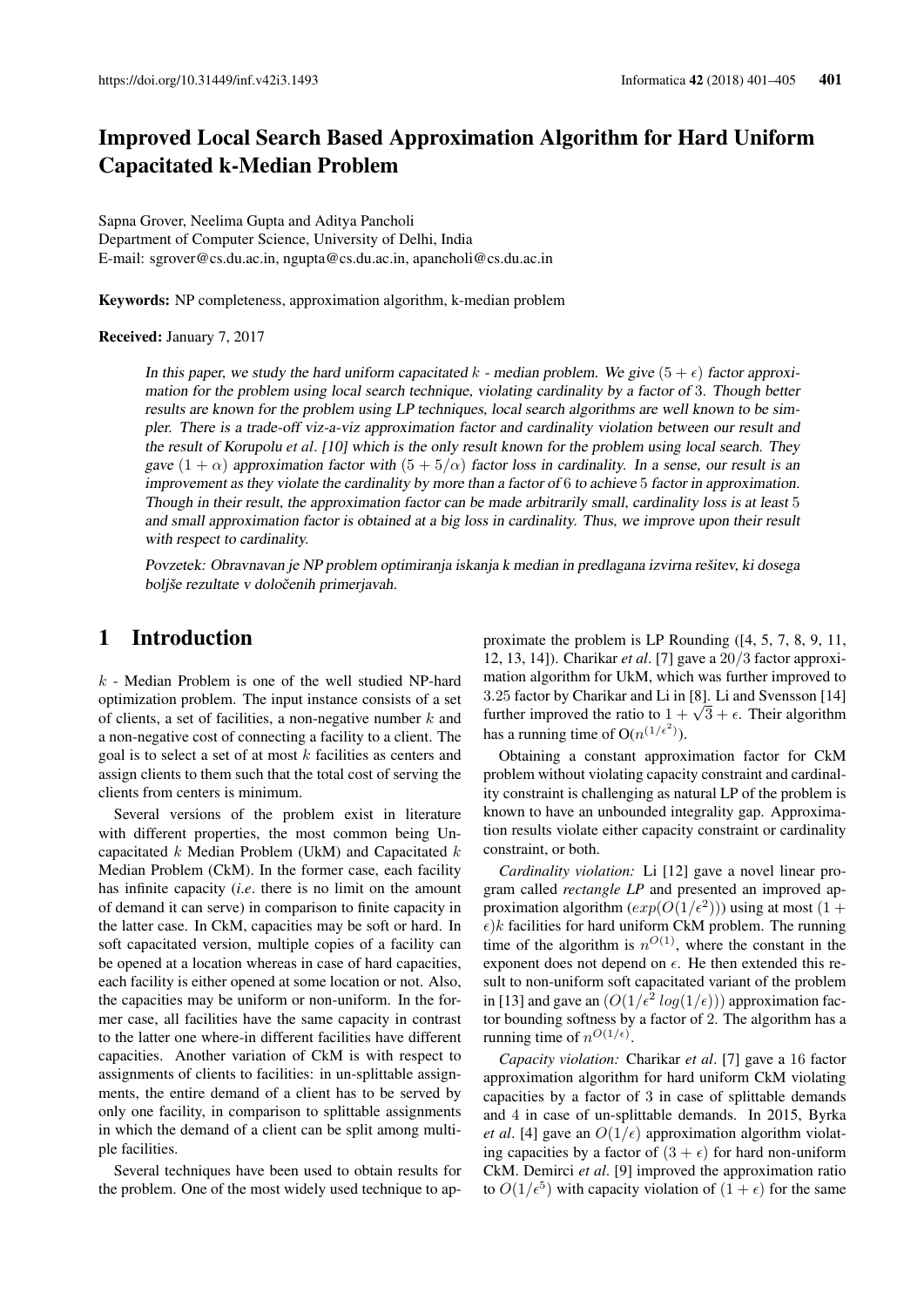# Improved Local Search Based Approximation Algorithm for Hard Uniform Capacitated k-Median Problem

Sapna Grover, Neelima Gupta and Aditya Pancholi
Department of Computer Science, University of Delhi, India
E-mail: sgrover@cs.du.ac.in, ngupta@cs.du.ac.in, apancholi@cs.du.ac.in

**Keywords:** NP completeness, approximation algorithm, k-median problem

**Received:** January 7, 2017

*In this paper, we study the hard uniform capacitated $k$ - median problem. We give $(5+\epsilon)$ factor approximation for the problem using local search technique, violating cardinality by a factor of 3. Though better results are known for the problem using LP techniques, local search algorithms are well known to be simpler. There is a trade-off viz-a-viz approximation factor and cardinality violation between our result and the result of Korupolu et al. [10] which is the only result known for the problem using local search. They gave $(1+\alpha)$ approximation factor with $(5+5/\alpha)$ factor loss in cardinality. In a sense, our result is an improvement as they violate the cardinality by more than a factor of 6 to achieve 5 factor in approximation. Though in their result, the approximation factor can be made arbitrarily small, cardinality loss is at least 5 and small approximation factor is obtained at a big loss in cardinality. Thus, we improve upon their result with respect to cardinality.*

*Povzetek: Obravnavan je NP problem optimiranja iskanja k median in predlagana izvirna rešitev, ki dosega boljše rezultate v določenih primerjavah.*

## 1 Introduction

$k$ - Median Problem is one of the well studied NP-hard optimization problem. The input instance consists of a set of clients, a set of facilities, a non-negative number $k$ and a non-negative cost of connecting a facility to a client. The goal is to select a set of at most $k$ facilities as centers and assign clients to them such that the total cost of serving the clients from centers is minimum.

Several versions of the problem exist in literature with different properties, the most common being Uncapacitated $k$ Median Problem (UkM) and Capacitated $k$ Median Problem (CkM). In the former case, each facility has infinite capacity (*i.e*. there is no limit on the amount of demand it can serve) in comparison to finite capacity in the latter case. In CkM, capacities may be soft or hard. In soft capacitated version, multiple copies of a facility can be opened at a location whereas in case of hard capacities, each facility is either opened at some location or not. Also, the capacities may be uniform or non-uniform. In the former case, all facilities have the same capacity in contrast to the latter one where-in different facilities have different capacities. Another variation of CkM is with respect to assignments of clients to facilities: in un-splittable assignments, the entire demand of a client has to be served by only one facility, in comparison to splittable assignments in which the demand of a client can be split among multiple facilities.

Several techniques have been used to obtain results for the problem. One of the most widely used technique to approximate the problem is LP Rounding ([4, 5, 7, 8, 9, 11, 12, 13, 14]). Charikar *et al*. [7] gave a $20/3$ factor approximation algorithm for UkM, which was further improved to $3.25$ factor by Charikar and Li in [8]. Li and Svensson [14] further improved the ratio to $1+\sqrt{3}+\epsilon$. Their algorithm has a running time of $O(n^{(1/\epsilon^2)})$.

Obtaining a constant approximation factor for CkM problem without violating capacity constraint and cardinality constraint is challenging as natural LP of the problem is known to have an unbounded integrality gap. Approximation results violate either capacity constraint or cardinality constraint, or both.

*Cardinality violation:* Li [12] gave a novel linear program called *rectangle LP* and presented an improved approximation algorithm ($exp(O(1/\epsilon^2))$) using at most $(1+\epsilon)k$ facilities for hard uniform CkM problem. The running time of the algorithm is $n^{O(1)}$, where the constant in the exponent does not depend on $\epsilon$. He then extended this result to non-uniform soft capacitated variant of the problem in [13] and gave an $(O(1/\epsilon^2\, log(1/\epsilon)))$ approximation factor bounding softness by a factor of 2. The algorithm has a running time of $n^{O(1/\epsilon)}$.

*Capacity violation:* Charikar *et al*. [7] gave a 16 factor approximation algorithm for hard uniform CkM violating capacities by a factor of 3 in case of splittable demands and 4 in case of un-splittable demands. In 2015, Byrka *et al*. [4] gave an $O(1/\epsilon)$ approximation algorithm violating capacities by a factor of $(3+\epsilon)$ for hard non-uniform CkM. Demirci *et al*. [9] improved the approximation ratio to $O(1/\epsilon^5)$ with capacity violation of $(1+\epsilon)$ for the same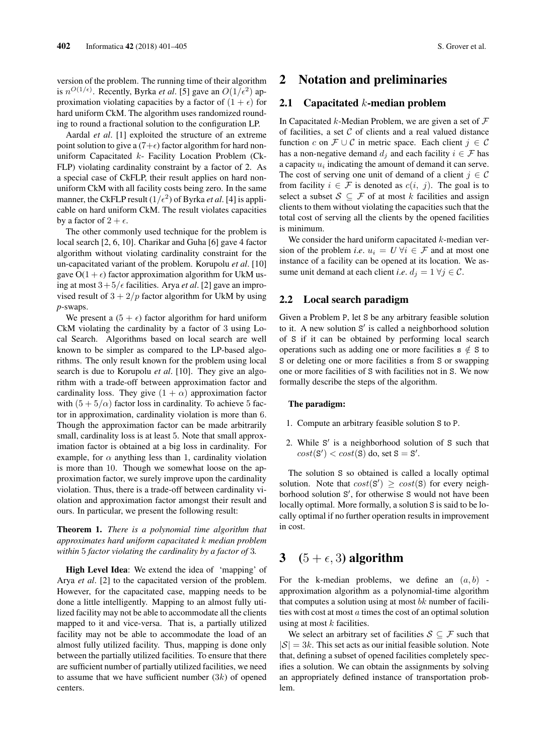version of the problem. The running time of their algorithm is $n^{O(1/\epsilon)}$. Recently, Byrka *et al*. [5] gave an $O(1/\epsilon^2)$ approximation violating capacities by a factor of $(1+\epsilon)$ for hard uniform CkM. The algorithm uses randomized rounding to round a fractional solution to the configuration LP.

Aardal *et al*. [1] exploited the structure of an extreme point solution to give a $(7+\epsilon)$ factor algorithm for hard non-uniform Capacitated $k$- Facility Location Problem (CkFLP) violating cardinality constraint by a factor of 2. As a special case of CkFLP, their result applies on hard non-uniform CkM with all facility costs being zero. In the same manner, the CkFLP result $(1/\epsilon^2)$ of Byrka *et al*. [4] is applicable on hard uniform CkM. The result violates capacities by a factor of $2+\epsilon$.

The other commonly used technique for the problem is local search [2, 6, 10]. Charikar and Guha [6] gave 4 factor algorithm without violating cardinality constraint for the un-capacitated variant of the problem. Korupolu *et al*. [10] gave $O(1+\epsilon)$ factor approximation algorithm for UkM using at most $3+5/\epsilon$ facilities. Arya *et al*. [2] gave an improvised result of $3+2/p$ factor algorithm for UkM by using *p*-swaps.

We present a $(5+\epsilon)$ factor algorithm for hard uniform CkM violating the cardinality by a factor of 3 using Local Search. Algorithms based on local search are well known to be simpler as compared to the LP-based algorithms. The only result known for the problem using local search is due to Korupolu *et al*. [10]. They give an algorithm with a trade-off between approximation factor and cardinality loss. They give $(1+\alpha)$ approximation factor with $(5+5/\alpha)$ factor loss in cardinality. To achieve 5 factor in approximation, cardinality violation is more than 6. Though the approximation factor can be made arbitrarily small, cardinality loss is at least 5. Note that small approximation factor is obtained at a big loss in cardinality. For example, for $\alpha$ anything less than 1, cardinality violation is more than 10. Though we somewhat loose on the approximation factor, we surely improve upon the cardinality violation. Thus, there is a trade-off between cardinality violation and approximation factor amongst their result and ours. In particular, we present the following result:

**Theorem 1.** *There is a polynomial time algorithm that approximates hard uniform capacitated $k$ median problem within 5 factor violating the cardinality by a factor of 3.*

**High Level Idea**: We extend the idea of 'mapping' of Arya *et al*. [2] to the capacitated version of the problem. However, for the capacitated case, mapping needs to be done a little intelligently. Mapping to an almost fully utilized facility may not be able to accommodate all the clients mapped to it and vice-versa. That is, a partially utilized facility may not be able to accommodate the load of an almost fully utilized facility. Thus, mapping is done only between the partially utilized facilities. To ensure that there are sufficient number of partially utilized facilities, we need to assume that we have sufficient number $(3k)$ of opened centers.

## 2 Notation and preliminaries

### 2.1 Capacitated $k$-median problem

In Capacitated $k$-Median Problem, we are given a set of $\mathcal{F}$ of facilities, a set $\mathcal{C}$ of clients and a real valued distance function $c$ on $\mathcal{F}\cup\mathcal{C}$ in metric space. Each client $j\in\mathcal{C}$ has a non-negative demand $d_j$ and each facility $i\in\mathcal{F}$ has a capacity $u_i$ indicating the amount of demand it can serve. The cost of serving one unit of demand of a client $j\in\mathcal{C}$ from facility $i\in\mathcal{F}$ is denoted as $c(i,\ j)$. The goal is to select a subset $\mathcal{S}\subseteq\mathcal{F}$ of at most $k$ facilities and assign clients to them without violating the capacities such that the total cost of serving all the clients by the opened facilities is minimum.

We consider the hard uniform capacitated $k$-median version of the problem *i.e*. $u_i = U\ \forall i\in\mathcal{F}$ and at most one instance of a facility can be opened at its location. We assume unit demand at each client *i.e*. $d_j = 1\ \forall j\in\mathcal{C}$.

### 2.2 Local search paradigm

Given a Problem P, let S be any arbitrary feasible solution to it. A new solution S′ is called a neighborhood solution of S if it can be obtained by performing local search operations such as adding one or more facilities $\mathtt{s}\notin\mathtt{S}$ to S or deleting one or more facilities s from S or swapping one or more facilities of S with facilities not in S. We now formally describe the steps of the algorithm.

**The paradigm:**

1. Compute an arbitrary feasible solution S to P.
2. While S′ is a neighborhood solution of S such that $cost(\mathtt{S}') < cost(\mathtt{S})$ do, set S = S′.

The solution S so obtained is called a locally optimal solution. Note that $cost(\mathtt{S}')\geq cost(\mathtt{S})$ for every neighborhood solution S′, for otherwise S would not have been locally optimal. More formally, a solution S is said to be locally optimal if no further operation results in improvement in cost.

## 3 $(5+\epsilon, 3)$ algorithm

For the k-median problems, we define an $(a,b)$ - approximation algorithm as a polynomial-time algorithm that computes a solution using at most $bk$ number of facilities with cost at most $a$ times the cost of an optimal solution using at most $k$ facilities.

We select an arbitrary set of facilities $\mathcal{S}\subseteq\mathcal{F}$ such that $|\mathcal{S}| = 3k$. This set acts as our initial feasible solution. Note that, defining a subset of opened facilities completely specifies a solution. We can obtain the assignments by solving an appropriately defined instance of transportation problem.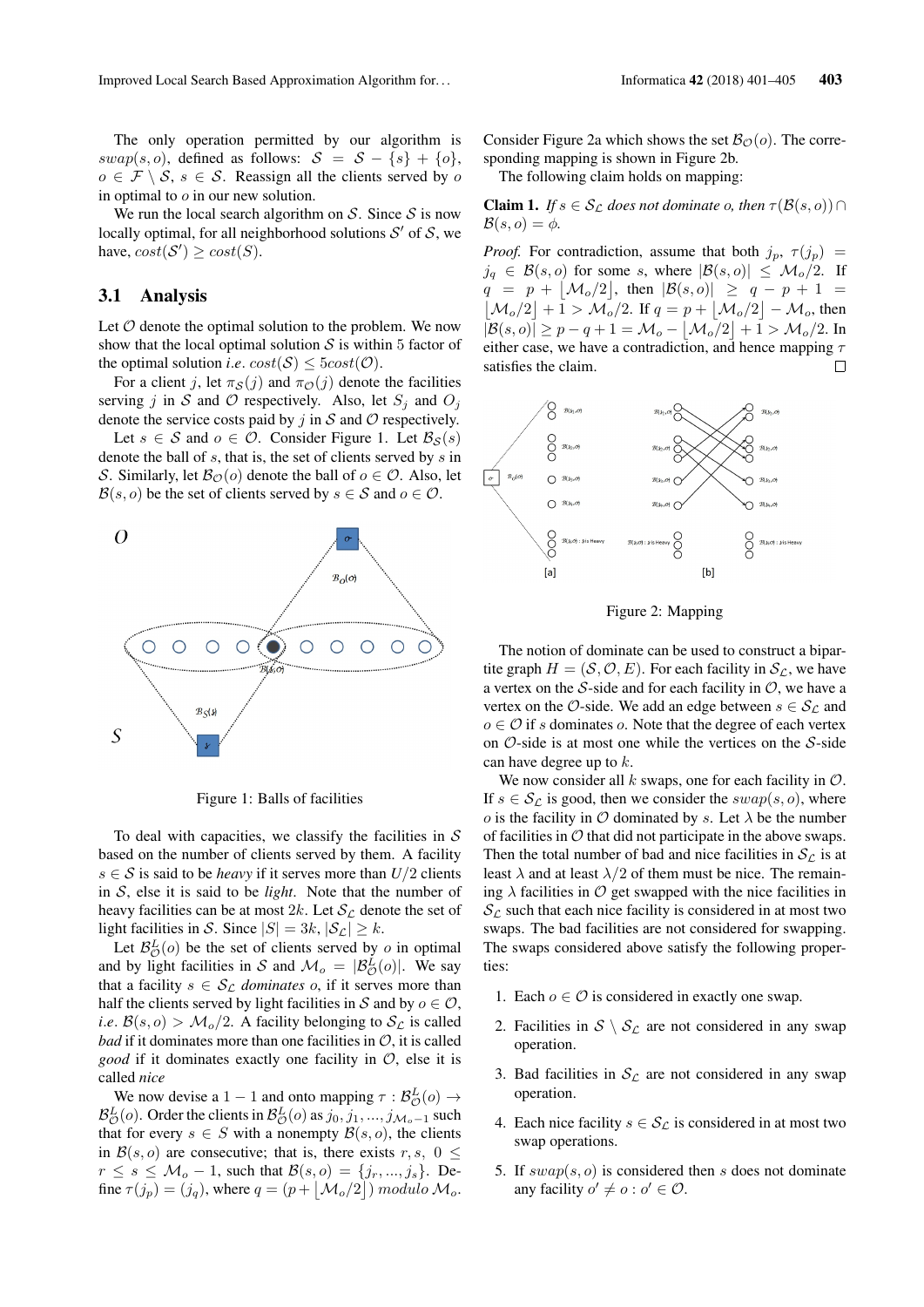The only operation permitted by our algorithm is $swap(s, o)$, defined as follows: $\mathcal{S} = \mathcal{S} - \{s\} + \{o\}$, $o \in \mathcal{F} \setminus \mathcal{S}$, $s \in \mathcal{S}$. Reassign all the clients served by $o$ in optimal to $o$ in our new solution.

We run the local search algorithm on $\mathcal{S}$. Since $\mathcal{S}$ is now locally optimal, for all neighborhood solutions $\mathcal{S}'$ of $\mathcal{S}$, we have, $cost(\mathcal{S}') \geq cost(\mathcal{S})$.

## 3.1 Analysis

Let $\mathcal{O}$ denote the optimal solution to the problem. We now show that the local optimal solution $\mathcal{S}$ is within 5 factor of the optimal solution *i.e.* $cost(\mathcal{S}) \leq 5cost(\mathcal{O})$.

For a client $j$, let $\pi_{\mathcal{S}}(j)$ and $\pi_{\mathcal{O}}(j)$ denote the facilities serving $j$ in $\mathcal{S}$ and $\mathcal{O}$ respectively. Also, let $S_j$ and $O_j$ denote the service costs paid by $j$ in $\mathcal{S}$ and $\mathcal{O}$ respectively.

Let $s \in \mathcal{S}$ and $o \in \mathcal{O}$. Consider Figure 1. Let $\mathcal{B}_{\mathcal{S}}(s)$ denote the ball of $s$, that is, the set of clients served by $s$ in $\mathcal{S}$. Similarly, let $\mathcal{B}_{\mathcal{O}}(o)$ denote the ball of $o \in \mathcal{O}$. Also, let $\mathcal{B}(s, o)$ be the set of clients served by $s \in \mathcal{S}$ and $o \in \mathcal{O}$.

Figure 1: Balls of facilities

To deal with capacities, we classify the facilities in $\mathcal{S}$ based on the number of clients served by them. A facility $s \in \mathcal{S}$ is said to be *heavy* if it serves more than $U/2$ clients in $\mathcal{S}$, else it is said to be *light*. Note that the number of heavy facilities can be at most $2k$. Let $\mathcal{S}_{\mathcal{L}}$ denote the set of light facilities in $\mathcal{S}$. Since $|\mathcal{S}| = 3k$, $|\mathcal{S}_{\mathcal{L}}| \geq k$.

Let $\mathcal{B}^L_{\mathcal{O}}(o)$ be the set of clients served by $o$ in optimal and by light facilities in $\mathcal{S}$ and $\mathcal{M}_o = |\mathcal{B}^L_{\mathcal{O}}(o)|$. We say that a facility $s \in \mathcal{S}_{\mathcal{L}}$ *dominates* $o$, if it serves more than half the clients served by light facilities in $\mathcal{S}$ and $o \in \mathcal{O}$, *i.e.* $\mathcal{B}(s, o) > \mathcal{M}_o/2$. A facility belonging to $\mathcal{S}_{\mathcal{L}}$ is called *bad* if it dominates more than one facilities in $\mathcal{O}$, it is called *good* if it dominates exactly one facility in $\mathcal{O}$, else it is called *nice*

We now devise a $1-1$ and onto mapping $\tau : \mathcal{B}^L_{\mathcal{O}}(o) \rightarrow \mathcal{B}^L_{\mathcal{O}}(o)$. Order the clients in $\mathcal{B}^L_{\mathcal{O}}(o)$ as $j_0, j_1, ..., j_{\mathcal{M}_o - 1}$ such that for every $s \in S$ with a nonempty $\mathcal{B}(s, o)$, the clients in $\mathcal{B}(s, o)$ are consecutive; that is, there exists $r, s$, $0 \leq r \leq s \leq \mathcal{M}_o - 1$, such that $\mathcal{B}(s, o) = \{j_r, ..., j_s\}$. Define $\tau(j_p) = (j_q)$, where $q = (p + \lfloor \mathcal{M}_o/2 \rfloor)\ modulo\ \mathcal{M}_o$.

Consider Figure 2a which shows the set $\mathcal{B}_{\mathcal{O}}(o)$. The corresponding mapping is shown in Figure 2b.

The following claim holds on mapping:

**Claim 1.** *If $s \in \mathcal{S}_{\mathcal{L}}$ does not dominate $o$, then $\tau(\mathcal{B}(s, o)) \cap \mathcal{B}(s, o) = \phi$.*

*Proof.* For contradiction, assume that both $j_p$, $\tau(j_p) = j_q \in \mathcal{B}(s, o)$ for some $s$, where $|\mathcal{B}(s, o)| \leq \mathcal{M}_o/2$. If $q = p + \lfloor \mathcal{M}_o/2 \rfloor$, then $|\mathcal{B}(s, o)| \geq q - p + 1 = \lfloor \mathcal{M}_o/2 \rfloor + 1 > \mathcal{M}_o/2$. If $q = p + \lfloor \mathcal{M}_o/2 \rfloor - \mathcal{M}_o$, then $|\mathcal{B}(s, o)| \geq p - q + 1 = \mathcal{M}_o - \lfloor \mathcal{M}_o/2 \rfloor + 1 > \mathcal{M}_o/2$. In either case, we have a contradiction, and hence mapping $\tau$ satisfies the claim. □

Figure 2: Mapping

The notion of dominate can be used to construct a bipartite graph $H = (\mathcal{S}, \mathcal{O}, E)$. For each facility in $\mathcal{S}_{\mathcal{L}}$, we have a vertex on the $\mathcal{S}$-side and for each facility in $\mathcal{O}$, we have a vertex on the $\mathcal{O}$-side. We add an edge between $s \in \mathcal{S}_{\mathcal{L}}$ and $o \in \mathcal{O}$ if $s$ dominates $o$. Note that the degree of each vertex on $\mathcal{O}$-side is at most one while the vertices on the $\mathcal{S}$-side can have degree up to $k$.

We now consider all $k$ swaps, one for each facility in $\mathcal{O}$. If $s \in \mathcal{S}_{\mathcal{L}}$ is good, then we consider the $swap(s, o)$, where $o$ is the facility in $\mathcal{O}$ dominated by $s$. Let $\lambda$ be the number of facilities in $\mathcal{O}$ that did not participate in the above swaps. Then the total number of bad and nice facilities in $\mathcal{S}_{\mathcal{L}}$ is at least $\lambda$ and at least $\lambda/2$ of them must be nice. The remaining $\lambda$ facilities in $\mathcal{O}$ get swapped with the nice facilities in $\mathcal{S}_{\mathcal{L}}$ such that each nice facility is considered in at most two swaps. The bad facilities are not considered for swapping. The swaps considered above satisfy the following properties:

1. Each $o \in \mathcal{O}$ is considered in exactly one swap.

2. Facilities in $\mathcal{S} \setminus \mathcal{S}_{\mathcal{L}}$ are not considered in any swap operation.

3. Bad facilities in $\mathcal{S}_{\mathcal{L}}$ are not considered in any swap operation.

4. Each nice facility $s \in \mathcal{S}_{\mathcal{L}}$ is considered in at most two swap operations.

5. If $swap(s, o)$ is considered then $s$ does not dominate any facility $o' \neq o : o' \in \mathcal{O}$.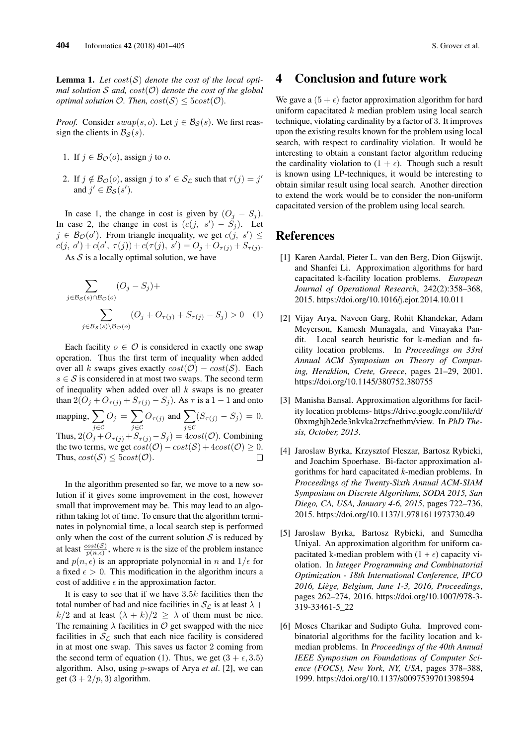**Lemma 1.** *Let $cost(\mathcal{S})$ denote the cost of the local optimal solution $\mathcal{S}$ and, $cost(\mathcal{O})$ denote the cost of the global optimal solution $\mathcal{O}$. Then, $cost(\mathcal{S}) \leq 5cost(\mathcal{O})$.*

*Proof.* Consider $swap(s, o)$. Let $j \in \mathcal{B}_{\mathcal{S}}(s)$. We first reassign the clients in $\mathcal{B}_{\mathcal{S}}(s)$.

1. If $j \in \mathcal{B}_{\mathcal{O}}(o)$, assign $j$ to $o$.
2. If $j \notin \mathcal{B}_{\mathcal{O}}(o)$, assign $j$ to $s' \in \mathcal{S}_{\mathcal{L}}$ such that $\tau(j) = j'$ and $j' \in \mathcal{B}_{\mathcal{S}}(s')$.

In case 1, the change in cost is given by $(O_j - S_j)$. In case 2, the change in cost is $(c(j,\ s') - S_j)$. Let $j \in \mathcal{B}_{\mathcal{O}}(o')$. From triangle inequality, we get $c(j,\ s') \leq c(j,\ o') + c(o',\ \tau(j)) + c(\tau(j),\ s') = O_j + O_{\tau(j)} + S_{\tau(j)}$.

As $\mathcal{S}$ is a locally optimal solution, we have

$$\sum_{j \in \mathcal{B}_{\mathcal{S}}(s) \cap \mathcal{B}_{\mathcal{O}}(o)} (O_j - S_j) + \sum_{j \in \mathcal{B}_{\mathcal{S}}(s) \setminus \mathcal{B}_{\mathcal{O}}(o)} (O_j + O_{\tau(j)} + S_{\tau(j)} - S_j) > 0 \quad (1)$$

Each facility $o \in \mathcal{O}$ is considered in exactly one swap operation. Thus the first term of inequality when added over all $k$ swaps gives exactly $cost(\mathcal{O}) - cost(\mathcal{S})$. Each $s \in \mathcal{S}$ is considered in at most two swaps. The second term of inequality when added over all $k$ swaps is no greater than $2(O_j + O_{\tau(j)} + S_{\tau(j)} - S_j)$. As $\tau$ is a $1-1$ and onto mapping, $\sum_{j \in \mathcal{C}} O_j = \sum_{j \in \mathcal{C}} O_{\tau(j)}$ and $\sum_{j \in \mathcal{C}} (S_{\tau(j)} - S_j) = 0$. Thus, $2(O_j + O_{\tau(j)} + S_{\tau(j)} - S_j) = 4cost(\mathcal{O})$. Combining the two terms, we get $cost(\mathcal{O}) - cost(\mathcal{S}) + 4cost(\mathcal{O}) \geq 0$. Thus, $cost(\mathcal{S}) \leq 5cost(\mathcal{O})$. □

In the algorithm presented so far, we move to a new solution if it gives some improvement in the cost, however small that improvement may be. This may lead to an algorithm taking lot of time. To ensure that the algorithm terminates in polynomial time, a local search step is performed only when the cost of the current solution $\mathcal{S}$ is reduced by at least $\frac{cost(\mathcal{S})}{p(n,\epsilon)}$, where $n$ is the size of the problem instance and $p(n, \epsilon)$ is an appropriate polynomial in $n$ and $1/\epsilon$ for a fixed $\epsilon > 0$. This modification in the algorithm incurs a cost of additive $\epsilon$ in the approximation factor.

It is easy to see that if we have $3.5k$ facilities then the total number of bad and nice facilities in $\mathcal{S}_{\mathcal{L}}$ is at least $\lambda + k/2$ and at least $(\lambda + k)/2 \geq \lambda$ of them must be nice. The remaining $\lambda$ facilities in $\mathcal{O}$ get swapped with the nice facilities in $\mathcal{S}_{\mathcal{L}}$ such that each nice facility is considered in at most one swap. This saves us factor 2 coming from the second term of equation (1). Thus, we get $(3 + \epsilon, 3.5)$ algorithm. Also, using $p$-swaps of Arya *et al*. [2], we can get $(3 + 2/p, 3)$ algorithm.

## 4 Conclusion and future work

We gave a $(5 + \epsilon)$ factor approximation algorithm for hard uniform capacitated $k$ median problem using local search technique, violating cardinality by a factor of 3. It improves upon the existing results known for the problem using local search, with respect to cardinality violation. It would be interesting to obtain a constant factor algorithm reducing the cardinality violation to $(1 + \epsilon)$. Though such a result is known using LP-techniques, it would be interesting to obtain similar result using local search. Another direction to extend the work would be to consider the non-uniform capacitated version of the problem using local search.

## References

[1] Karen Aardal, Pieter L. van den Berg, Dion Gijswijt, and Shanfei Li. Approximation algorithms for hard capacitated k-facility location problems. *European Journal of Operational Research*, 242(2):358–368, 2015. https://doi.org/10.1016/j.ejor.2014.10.011

[2] Vijay Arya, Naveen Garg, Rohit Khandekar, Adam Meyerson, Kamesh Munagala, and Vinayaka Pandit. Local search heuristic for k-median and facility location problems. In *Proceedings on 33rd Annual ACM Symposium on Theory of Computing, Heraklion, Crete, Greece*, pages 21–29, 2001. https://doi.org/10.1145/380752.380755

[3] Manisha Bansal. Approximation algorithms for facility location problems- https://drive.google.com/file/d/0bxmghjb2ede3nkvka2rzcfnethm/view. In *PhD Thesis, October, 2013*.

[4] Jaroslaw Byrka, Krzysztof Fleszar, Bartosz Rybicki, and Joachim Spoerhase. Bi-factor approximation algorithms for hard capacitated *k*-median problems. In *Proceedings of the Twenty-Sixth Annual ACM-SIAM Symposium on Discrete Algorithms, SODA 2015, San Diego, CA, USA, January 4-6, 2015*, pages 722–736, 2015. https://doi.org/10.1137/1.9781611973730.49

[5] Jaroslaw Byrka, Bartosz Rybicki, and Sumedha Uniyal. An approximation algorithm for uniform capacitated k-median problem with (1 + ϵ) capacity violation. In *Integer Programming and Combinatorial Optimization - 18th International Conference, IPCO 2016, Liège, Belgium, June 1-3, 2016, Proceedings*, pages 262–274, 2016. https://doi.org/10.1007/978-3-319-33461-5_22

[6] Moses Charikar and Sudipto Guha. Improved combinatorial algorithms for the facility location and k-median problems. In *Proceedings of the 40th Annual IEEE Symposium on Foundations of Computer Science (FOCS), New York, NY, USA*, pages 378–388, 1999. https://doi.org/10.1137/s0097539701398594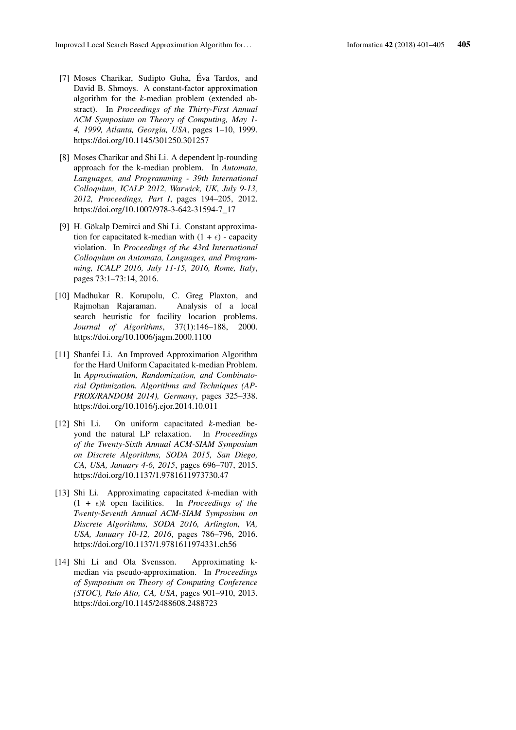[7] Moses Charikar, Sudipto Guha, Éva Tardos, and David B. Shmoys. A constant-factor approximation algorithm for the $k$-median problem (extended abstract). In *Proceedings of the Thirty-First Annual ACM Symposium on Theory of Computing, May 1-4, 1999, Atlanta, Georgia, USA*, pages 1–10, 1999. https://doi.org/10.1145/301250.301257

[8] Moses Charikar and Shi Li. A dependent lp-rounding approach for the k-median problem. In *Automata, Languages, and Programming - 39th International Colloquium, ICALP 2012, Warwick, UK, July 9-13, 2012, Proceedings, Part I*, pages 194–205, 2012. https://doi.org/10.1007/978-3-642-31594-7_17

[9] H. Gökalp Demirci and Shi Li. Constant approximation for capacitated k-median with $(1 + \epsilon)$ - capacity violation. In *Proceedings of the 43rd International Colloquium on Automata, Languages, and Programming, ICALP 2016, July 11-15, 2016, Rome, Italy*, pages 73:1–73:14, 2016.

[10] Madhukar R. Korupolu, C. Greg Plaxton, and Rajmohan Rajaraman. Analysis of a local search heuristic for facility location problems. *Journal of Algorithms*, 37(1):146–188, 2000. https://doi.org/10.1006/jagm.2000.1100

[11] Shanfei Li. An Improved Approximation Algorithm for the Hard Uniform Capacitated k-median Problem. In *Approximation, Randomization, and Combinatorial Optimization. Algorithms and Techniques (APPROX/RANDOM 2014), Germany*, pages 325–338. https://doi.org/10.1016/j.ejor.2014.10.011

[12] Shi Li. On uniform capacitated $k$-median beyond the natural LP relaxation. In *Proceedings of the Twenty-Sixth Annual ACM-SIAM Symposium on Discrete Algorithms, SODA 2015, San Diego, CA, USA, January 4-6, 2015*, pages 696–707, 2015. https://doi.org/10.1137/1.9781611973730.47

[13] Shi Li. Approximating capacitated $k$-median with $(1 + \epsilon)k$ open facilities. In *Proceedings of the Twenty-Seventh Annual ACM-SIAM Symposium on Discrete Algorithms, SODA 2016, Arlington, VA, USA, January 10-12, 2016*, pages 786–796, 2016. https://doi.org/10.1137/1.9781611974331.ch56

[14] Shi Li and Ola Svensson. Approximating k-median via pseudo-approximation. In *Proceedings of Symposium on Theory of Computing Conference (STOC), Palo Alto, CA, USA*, pages 901–910, 2013. https://doi.org/10.1145/2488608.2488723